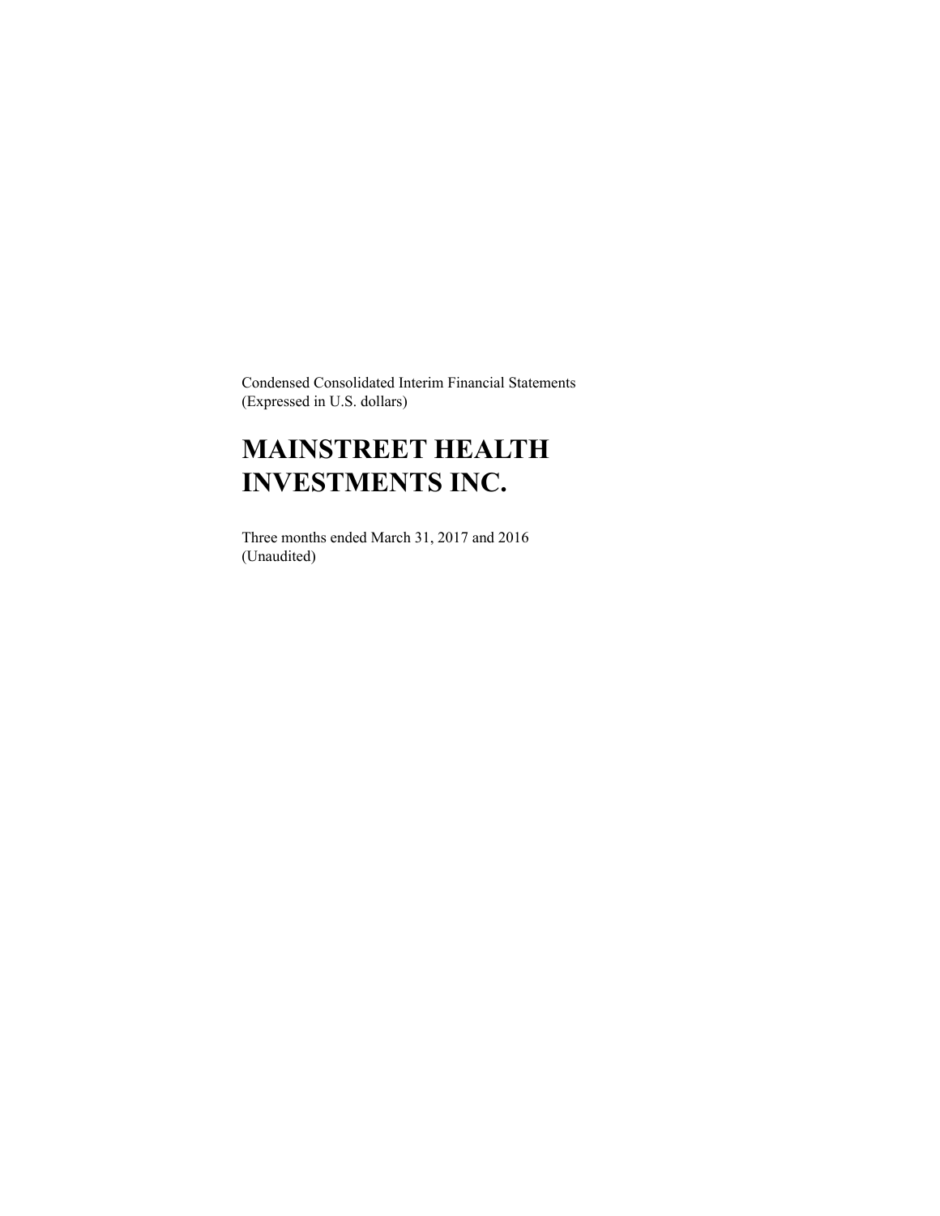Condensed Consolidated Interim Financial Statements
(Expressed in U.S. dollars)

# MAINSTREET HEALTH INVESTMENTS INC.

Three months ended March 31, 2017 and 2016
(Unaudited)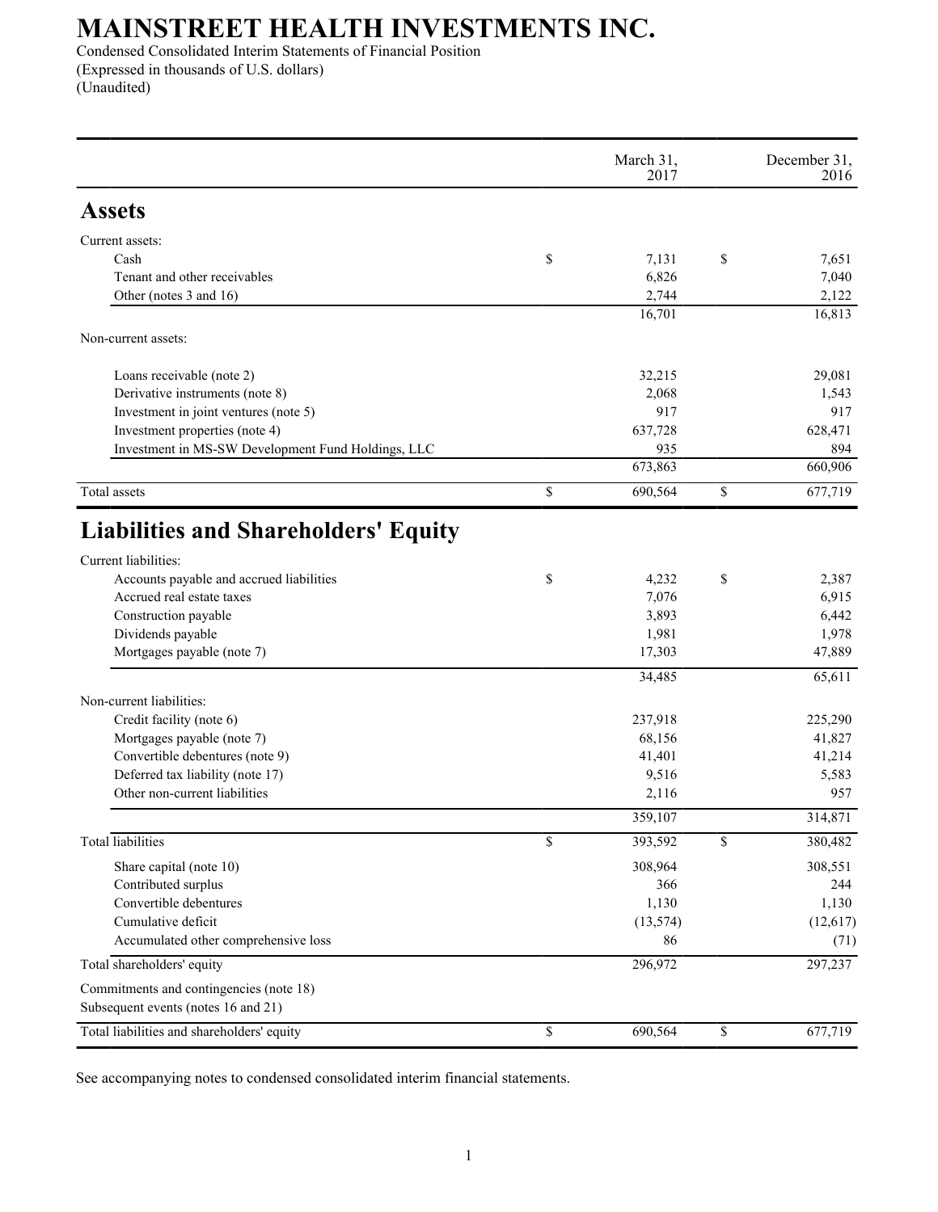# MAINSTREET HEALTH INVESTMENTS INC.

Condensed Consolidated Interim Statements of Financial Position
(Expressed in thousands of U.S. dollars)
(Unaudited)

| | March 31, 2017 | December 31, 2016 |
|---|---|---|
| **Assets** | | |
| Current assets: | | |
| Cash | $ 7,131 | $ 7,651 |
| Tenant and other receivables | 6,826 | 7,040 |
| Other (notes 3 and 16) | 2,744 | 2,122 |
| | 16,701 | 16,813 |
| Non-current assets: | | |
| Loans receivable (note 2) | 32,215 | 29,081 |
| Derivative instruments (note 8) | 2,068 | 1,543 |
| Investment in joint ventures (note 5) | 917 | 917 |
| Investment properties (note 4) | 637,728 | 628,471 |
| Investment in MS-SW Development Fund Holdings, LLC | 935 | 894 |
| | 673,863 | 660,906 |
| Total assets | $ 690,564 | $ 677,719 |
| **Liabilities and Shareholders' Equity** | | |
| Current liabilities: | | |
| Accounts payable and accrued liabilities | $ 4,232 | $ 2,387 |
| Accrued real estate taxes | 7,076 | 6,915 |
| Construction payable | 3,893 | 6,442 |
| Dividends payable | 1,981 | 1,978 |
| Mortgages payable (note 7) | 17,303 | 47,889 |
| | 34,485 | 65,611 |
| Non-current liabilities: | | |
| Credit facility (note 6) | 237,918 | 225,290 |
| Mortgages payable (note 7) | 68,156 | 41,827 |
| Convertible debentures (note 9) | 41,401 | 41,214 |
| Deferred tax liability (note 17) | 9,516 | 5,583 |
| Other non-current liabilities | 2,116 | 957 |
| | 359,107 | 314,871 |
| Total liabilities | $ 393,592 | $ 380,482 |
| Share capital (note 10) | 308,964 | 308,551 |
| Contributed surplus | 366 | 244 |
| Convertible debentures | 1,130 | 1,130 |
| Cumulative deficit | (13,574) | (12,617) |
| Accumulated other comprehensive loss | 86 | (71) |
| Total shareholders' equity | 296,972 | 297,237 |
| Commitments and contingencies (note 18) | | |
| Subsequent events (notes 16 and 21) | | |
| Total liabilities and shareholders' equity | $ 690,564 | $ 677,719 |

See accompanying notes to condensed consolidated interim financial statements.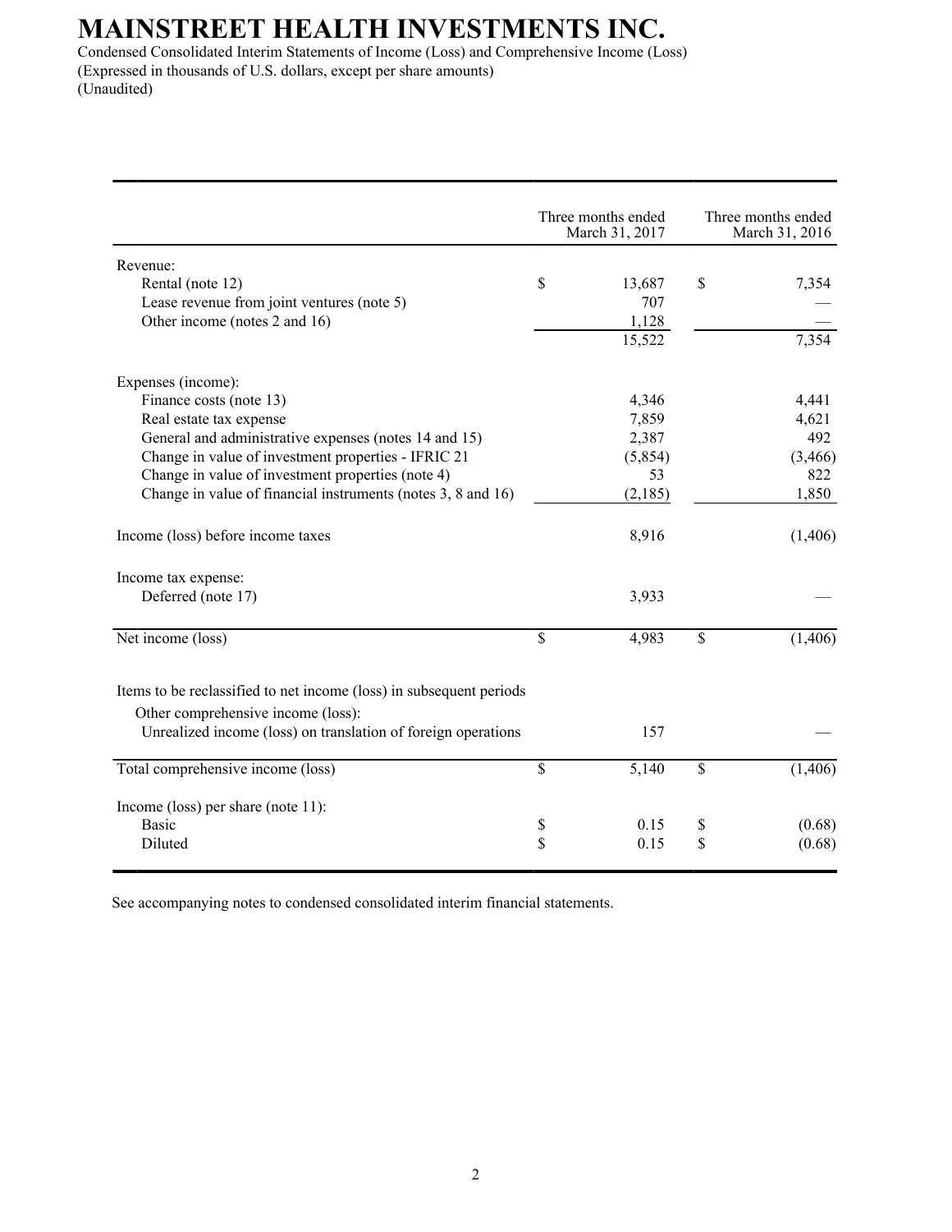# MAINSTREET HEALTH INVESTMENTS INC.

Condensed Consolidated Interim Statements of Income (Loss) and Comprehensive Income (Loss)
(Expressed in thousands of U.S. dollars, except per share amounts)
(Unaudited)

| | Three months ended March 31, 2017 | Three months ended March 31, 2016 |
|---|---|---|
| Revenue: | | |
| Rental (note 12) | $ 13,687 | $ 7,354 |
| Lease revenue from joint ventures (note 5) | 707 | — |
| Other income (notes 2 and 16) | 1,128 | — |
| | 15,522 | 7,354 |
| Expenses (income): | | |
| Finance costs (note 13) | 4,346 | 4,441 |
| Real estate tax expense | 7,859 | 4,621 |
| General and administrative expenses (notes 14 and 15) | 2,387 | 492 |
| Change in value of investment properties - IFRIC 21 | (5,854) | (3,466) |
| Change in value of investment properties (note 4) | 53 | 822 |
| Change in value of financial instruments (notes 3, 8 and 16) | (2,185) | 1,850 |
| Income (loss) before income taxes | 8,916 | (1,406) |
| Income tax expense: | | |
| Deferred (note 17) | 3,933 | — |
| Net income (loss) | $ 4,983 | $ (1,406) |
| Items to be reclassified to net income (loss) in subsequent periods | | |
| Other comprehensive income (loss): | | |
| Unrealized income (loss) on translation of foreign operations | 157 | — |
| Total comprehensive income (loss) | $ 5,140 | $ (1,406) |
| Income (loss) per share (note 11): | | |
| Basic | $ 0.15 | $ (0.68) |
| Diluted | $ 0.15 | $ (0.68) |

See accompanying notes to condensed consolidated interim financial statements.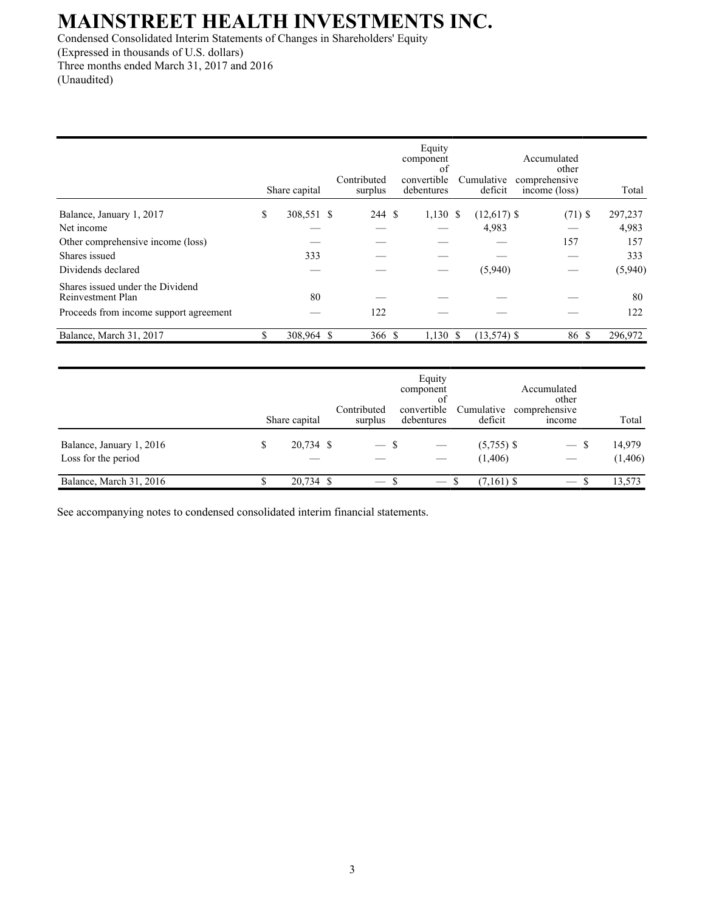# MAINSTREET HEALTH INVESTMENTS INC.

Condensed Consolidated Interim Statements of Changes in Shareholders' Equity
(Expressed in thousands of U.S. dollars)
Three months ended March 31, 2017 and 2016
(Unaudited)

| | Share capital | Contributed surplus | Equity component of convertible debentures | Cumulative deficit | Accumulated other comprehensive income (loss) | Total |
|---|---|---|---|---|---|---|
| Balance, January 1, 2017 | $ 308,551 | $ 244 | $ 1,130 | $ (12,617) | $ (71) | $ 297,237 |
| Net income | — | — | — | 4,983 | — | 4,983 |
| Other comprehensive income (loss) | — | — | — | — | 157 | 157 |
| Shares issued | 333 | — | — | — | — | 333 |
| Dividends declared | — | — | — | (5,940) | — | (5,940) |
| Shares issued under the Dividend Reinvestment Plan | 80 | — | — | — | — | 80 |
| Proceeds from income support agreement | — | 122 | — | — | — | 122 |
| Balance, March 31, 2017 | $ 308,964 | $ 366 | $ 1,130 | $ (13,574) | $ 86 | $ 296,972 |

| | Share capital | Contributed surplus | Equity component of convertible debentures | Cumulative deficit | Accumulated other comprehensive income | Total |
|---|---|---|---|---|---|---|
| Balance, January 1, 2016 | $ 20,734 | $ — | $ — | $ (5,755) | $ — | $ 14,979 |
| Loss for the period | — | — | — | (1,406) | — | (1,406) |
| Balance, March 31, 2016 | $ 20,734 | $ — | $ — | $ (7,161) | $ — | $ 13,573 |

See accompanying notes to condensed consolidated interim financial statements.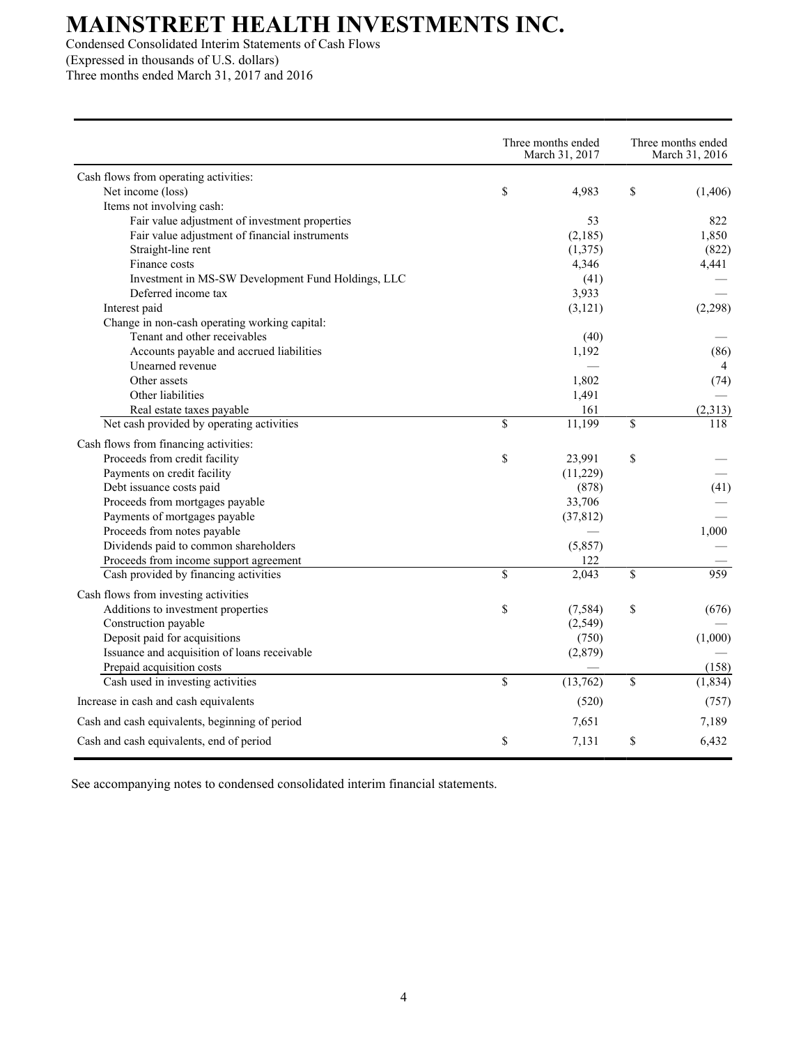# MAINSTREET HEALTH INVESTMENTS INC.

Condensed Consolidated Interim Statements of Cash Flows
(Expressed in thousands of U.S. dollars)
Three months ended March 31, 2017 and 2016

| | Three months ended March 31, 2017 | Three months ended March 31, 2016 |
|---|---|---|
| Cash flows from operating activities: | | |
| Net income (loss) | $ 4,983 | $ (1,406) |
| Items not involving cash: | | |
| Fair value adjustment of investment properties | 53 | 822 |
| Fair value adjustment of financial instruments | (2,185) | 1,850 |
| Straight-line rent | (1,375) | (822) |
| Finance costs | 4,346 | 4,441 |
| Investment in MS-SW Development Fund Holdings, LLC | (41) | — |
| Deferred income tax | 3,933 | — |
| Interest paid | (3,121) | (2,298) |
| Change in non-cash operating working capital: | | |
| Tenant and other receivables | (40) | — |
| Accounts payable and accrued liabilities | 1,192 | (86) |
| Unearned revenue | — | 4 |
| Other assets | 1,802 | (74) |
| Other liabilities | 1,491 | — |
| Real estate taxes payable | 161 | (2,313) |
| Net cash provided by operating activities | $ 11,199 | $ 118 |
| Cash flows from financing activities: | | |
| Proceeds from credit facility | $ 23,991 | $ — |
| Payments on credit facility | (11,229) | — |
| Debt issuance costs paid | (878) | (41) |
| Proceeds from mortgages payable | 33,706 | — |
| Payments of mortgages payable | (37,812) | — |
| Proceeds from notes payable | — | 1,000 |
| Dividends paid to common shareholders | (5,857) | — |
| Proceeds from income support agreement | 122 | — |
| Cash provided by financing activities | $ 2,043 | $ 959 |
| Cash flows from investing activities | | |
| Additions to investment properties | $ (7,584) | $ (676) |
| Construction payable | (2,549) | — |
| Deposit paid for acquisitions | (750) | (1,000) |
| Issuance and acquisition of loans receivable | (2,879) | — |
| Prepaid acquisition costs | — | (158) |
| Cash used in investing activities | $ (13,762) | $ (1,834) |
| Increase in cash and cash equivalents | (520) | (757) |
| Cash and cash equivalents, beginning of period | 7,651 | 7,189 |
| Cash and cash equivalents, end of period | $ 7,131 | $ 6,432 |

See accompanying notes to condensed consolidated interim financial statements.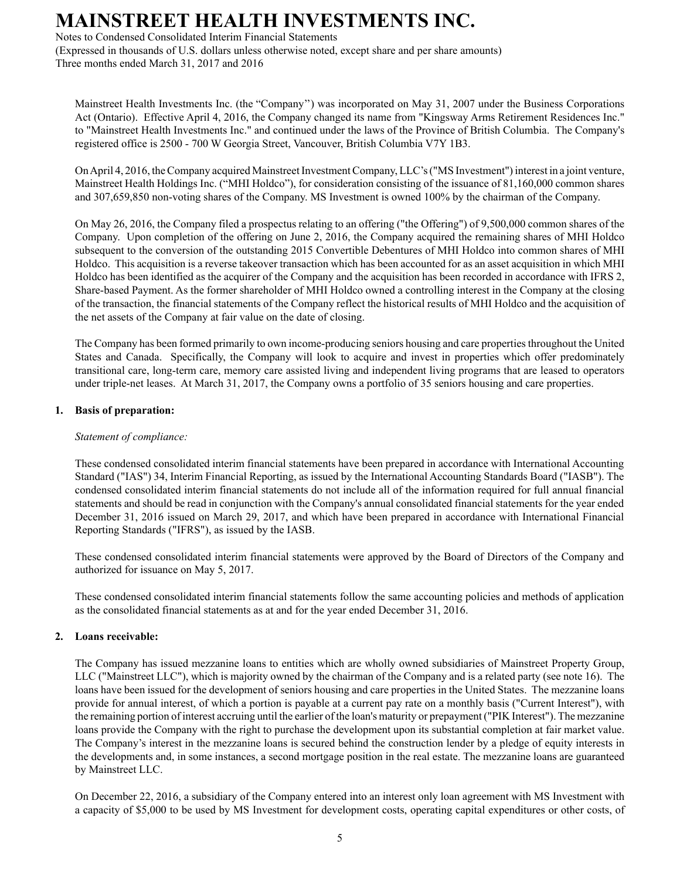Mainstreet Health Investments Inc. (the "Company") was incorporated on May 31, 2007 under the Business Corporations Act (Ontario). Effective April 4, 2016, the Company changed its name from "Kingsway Arms Retirement Residences Inc." to "Mainstreet Health Investments Inc." and continued under the laws of the Province of British Columbia. The Company's registered office is 2500 - 700 W Georgia Street, Vancouver, British Columbia V7Y 1B3.

On April 4, 2016, the Company acquired Mainstreet Investment Company, LLC's ("MS Investment") interest in a joint venture, Mainstreet Health Holdings Inc. ("MHI Holdco"), for consideration consisting of the issuance of 81,160,000 common shares and 307,659,850 non-voting shares of the Company. MS Investment is owned 100% by the chairman of the Company.

On May 26, 2016, the Company filed a prospectus relating to an offering ("the Offering") of 9,500,000 common shares of the Company. Upon completion of the offering on June 2, 2016, the Company acquired the remaining shares of MHI Holdco subsequent to the conversion of the outstanding 2015 Convertible Debentures of MHI Holdco into common shares of MHI Holdco. This acquisition is a reverse takeover transaction which has been accounted for as an asset acquisition in which MHI Holdco has been identified as the acquirer of the Company and the acquisition has been recorded in accordance with IFRS 2, Share-based Payment. As the former shareholder of MHI Holdco owned a controlling interest in the Company at the closing of the transaction, the financial statements of the Company reflect the historical results of MHI Holdco and the acquisition of the net assets of the Company at fair value on the date of closing.

The Company has been formed primarily to own income-producing seniors housing and care properties throughout the United States and Canada. Specifically, the Company will look to acquire and invest in properties which offer predominately transitional care, long-term care, memory care assisted living and independent living programs that are leased to operators under triple-net leases. At March 31, 2017, the Company owns a portfolio of 35 seniors housing and care properties.

## 1. Basis of preparation:

*Statement of compliance:*

These condensed consolidated interim financial statements have been prepared in accordance with International Accounting Standard ("IAS") 34, Interim Financial Reporting, as issued by the International Accounting Standards Board ("IASB"). The condensed consolidated interim financial statements do not include all of the information required for full annual financial statements and should be read in conjunction with the Company's annual consolidated financial statements for the year ended December 31, 2016 issued on March 29, 2017, and which have been prepared in accordance with International Financial Reporting Standards ("IFRS"), as issued by the IASB.

These condensed consolidated interim financial statements were approved by the Board of Directors of the Company and authorized for issuance on May 5, 2017.

These condensed consolidated interim financial statements follow the same accounting policies and methods of application as the consolidated financial statements as at and for the year ended December 31, 2016.

## 2. Loans receivable:

The Company has issued mezzanine loans to entities which are wholly owned subsidiaries of Mainstreet Property Group, LLC ("Mainstreet LLC"), which is majority owned by the chairman of the Company and is a related party (see note 16). The loans have been issued for the development of seniors housing and care properties in the United States. The mezzanine loans provide for annual interest, of which a portion is payable at a current pay rate on a monthly basis ("Current Interest"), with the remaining portion of interest accruing until the earlier of the loan's maturity or prepayment ("PIK Interest"). The mezzanine loans provide the Company with the right to purchase the development upon its substantial completion at fair market value. The Company's interest in the mezzanine loans is secured behind the construction lender by a pledge of equity interests in the developments and, in some instances, a second mortgage position in the real estate. The mezzanine loans are guaranteed by Mainstreet LLC.

On December 22, 2016, a subsidiary of the Company entered into an interest only loan agreement with MS Investment with a capacity of $5,000 to be used by MS Investment for development costs, operating capital expenditures or other costs, of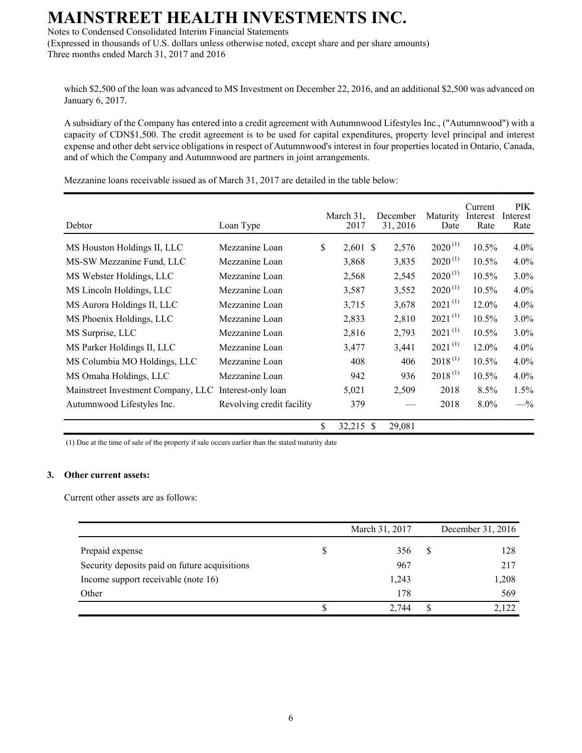which $2,500 of the loan was advanced to MS Investment on December 22, 2016, and an additional $2,500 was advanced on January 6, 2017.

A subsidiary of the Company has entered into a credit agreement with Autumnwood Lifestyles Inc., ("Autumnwood") with a capacity of CDN$1,500. The credit agreement is to be used for capital expenditures, property level principal and interest expense and other debt service obligations in respect of Autumnwood's interest in four properties located in Ontario, Canada, and of which the Company and Autumnwood are partners in joint arrangements.

Mezzanine loans receivable issued as of March 31, 2017 are detailed in the table below:

| Debtor | Loan Type | March 31, 2017 | December 31, 2016 | Maturity Date | Current Interest Rate | PIK Interest Rate |
|---|---|---|---|---|---|---|
| MS Houston Holdings II, LLC | Mezzanine Loan | $ 2,601 | $ 2,576 | 2020 (1) | 10.5% | 4.0% |
| MS-SW Mezzanine Fund, LLC | Mezzanine Loan | 3,868 | 3,835 | 2020 (1) | 10.5% | 4.0% |
| MS Webster Holdings, LLC | Mezzanine Loan | 2,568 | 2,545 | 2020 (1) | 10.5% | 3.0% |
| MS Lincoln Holdings, LLC | Mezzanine Loan | 3,587 | 3,552 | 2020 (1) | 10.5% | 4.0% |
| MS Aurora Holdings II, LLC | Mezzanine Loan | 3,715 | 3,678 | 2021 (1) | 12.0% | 4.0% |
| MS Phoenix Holdings, LLC | Mezzanine Loan | 2,833 | 2,810 | 2021 (1) | 10.5% | 3.0% |
| MS Surprise, LLC | Mezzanine Loan | 2,816 | 2,793 | 2021 (1) | 10.5% | 3.0% |
| MS Parker Holdings II, LLC | Mezzanine Loan | 3,477 | 3,441 | 2021 (1) | 12.0% | 4.0% |
| MS Columbia MO Holdings, LLC | Mezzanine Loan | 408 | 406 | 2018 (1) | 10.5% | 4.0% |
| MS Omaha Holdings, LLC | Mezzanine Loan | 942 | 936 | 2018 (1) | 10.5% | 4.0% |
| Mainstreet Investment Company, LLC | Interest-only loan | 5,021 | 2,509 | 2018 | 8.5% | 1.5% |
| Autumnwood Lifestyles Inc. | Revolving credit facility | 379 | — | 2018 | 8.0% | —% |
| | | $ 32,215 | $ 29,081 | | | |

(1) Due at the time of sale of the property if sale occurs earlier than the stated maturity date

## 3. Other current assets:

Current other assets are as follows:

| | March 31, 2017 | December 31, 2016 |
|---|---|---|
| Prepaid expense | $ 356 | $ 128 |
| Security deposits paid on future acquisitions | 967 | 217 |
| Income support receivable (note 16) | 1,243 | 1,208 |
| Other | 178 | 569 |
| | $ 2,744 | $ 2,122 |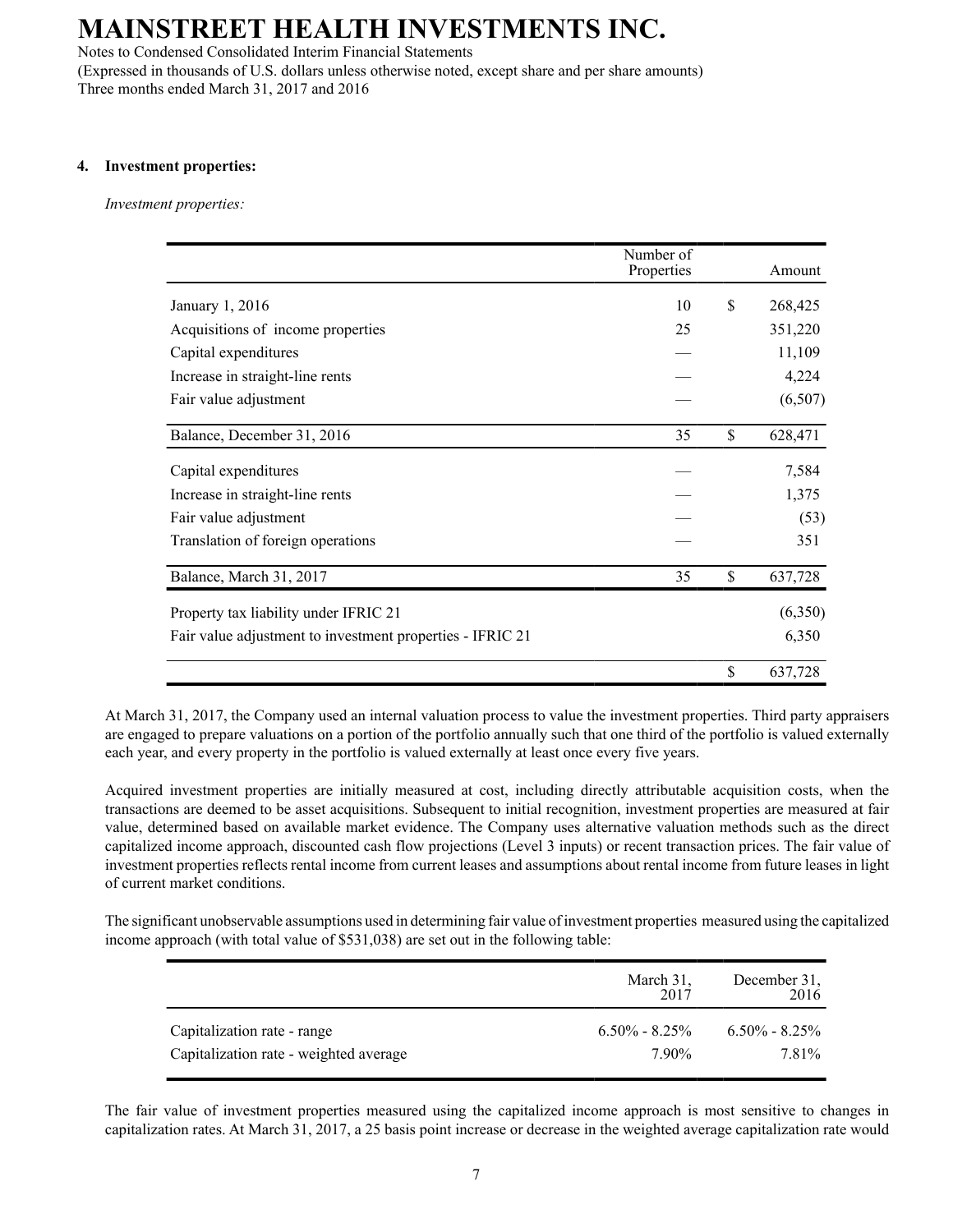## 4. Investment properties:

*Investment properties:*

| | Number of Properties | | Amount |
|---|---|---|---|
| January 1, 2016 | 10 | $ | 268,425 |
| Acquisitions of income properties | 25 | | 351,220 |
| Capital expenditures | — | | 11,109 |
| Increase in straight-line rents | — | | 4,224 |
| Fair value adjustment | — | | (6,507) |
| Balance, December 31, 2016 | 35 | $ | 628,471 |
| Capital expenditures | — | | 7,584 |
| Increase in straight-line rents | — | | 1,375 |
| Fair value adjustment | — | | (53) |
| Translation of foreign operations | — | | 351 |
| Balance, March 31, 2017 | 35 | $ | 637,728 |
| Property tax liability under IFRIC 21 | | | (6,350) |
| Fair value adjustment to investment properties - IFRIC 21 | | | 6,350 |
| | | $ | 637,728 |

At March 31, 2017, the Company used an internal valuation process to value the investment properties. Third party appraisers are engaged to prepare valuations on a portion of the portfolio annually such that one third of the portfolio is valued externally each year, and every property in the portfolio is valued externally at least once every five years.

Acquired investment properties are initially measured at cost, including directly attributable acquisition costs, when the transactions are deemed to be asset acquisitions. Subsequent to initial recognition, investment properties are measured at fair value, determined based on available market evidence. The Company uses alternative valuation methods such as the direct capitalized income approach, discounted cash flow projections (Level 3 inputs) or recent transaction prices. The fair value of investment properties reflects rental income from current leases and assumptions about rental income from future leases in light of current market conditions.

The significant unobservable assumptions used in determining fair value of investment properties measured using the capitalized income approach (with total value of $531,038) are set out in the following table:

| | March 31, 2017 | December 31, 2016 |
|---|---|---|
| Capitalization rate - range | 6.50% - 8.25% | 6.50% - 8.25% |
| Capitalization rate - weighted average | 7.90% | 7.81% |

The fair value of investment properties measured using the capitalized income approach is most sensitive to changes in capitalization rates. At March 31, 2017, a 25 basis point increase or decrease in the weighted average capitalization rate would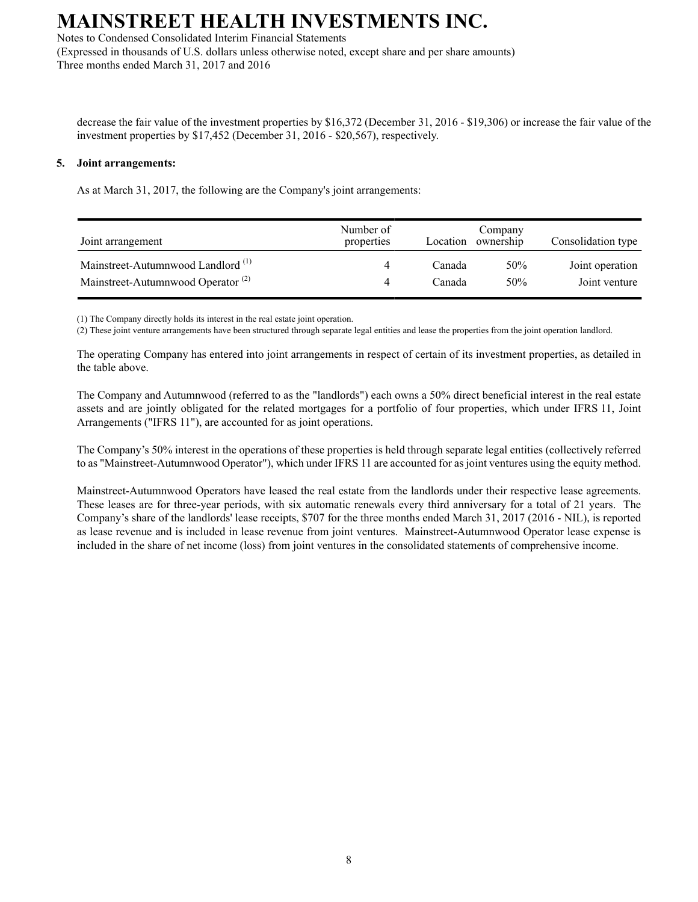decrease the fair value of the investment properties by $16,372 (December 31, 2016 - $19,306) or increase the fair value of the investment properties by $17,452 (December 31, 2016 - $20,567), respectively.

## 5. Joint arrangements:

As at March 31, 2017, the following are the Company's joint arrangements:

| Joint arrangement | Number of properties | Location | Company ownership | Consolidation type |
|---|---|---|---|---|
| Mainstreet-Autumnwood Landlord [(1)] | 4 | Canada | 50% | Joint operation |
| Mainstreet-Autumnwood Operator [(2)] | 4 | Canada | 50% | Joint venture |

(1) The Company directly holds its interest in the real estate joint operation.
(2) These joint venture arrangements have been structured through separate legal entities and lease the properties from the joint operation landlord.

The operating Company has entered into joint arrangements in respect of certain of its investment properties, as detailed in the table above.

The Company and Autumnwood (referred to as the "landlords") each owns a 50% direct beneficial interest in the real estate assets and are jointly obligated for the related mortgages for a portfolio of four properties, which under IFRS 11, Joint Arrangements ("IFRS 11"), are accounted for as joint operations.

The Company's 50% interest in the operations of these properties is held through separate legal entities (collectively referred to as "Mainstreet-Autumnwood Operator"), which under IFRS 11 are accounted for as joint ventures using the equity method.

Mainstreet-Autumnwood Operators have leased the real estate from the landlords under their respective lease agreements. These leases are for three-year periods, with six automatic renewals every third anniversary for a total of 21 years. The Company's share of the landlords' lease receipts, $707 for the three months ended March 31, 2017 (2016 - NIL), is reported as lease revenue and is included in lease revenue from joint ventures. Mainstreet-Autumnwood Operator lease expense is included in the share of net income (loss) from joint ventures in the consolidated statements of comprehensive income.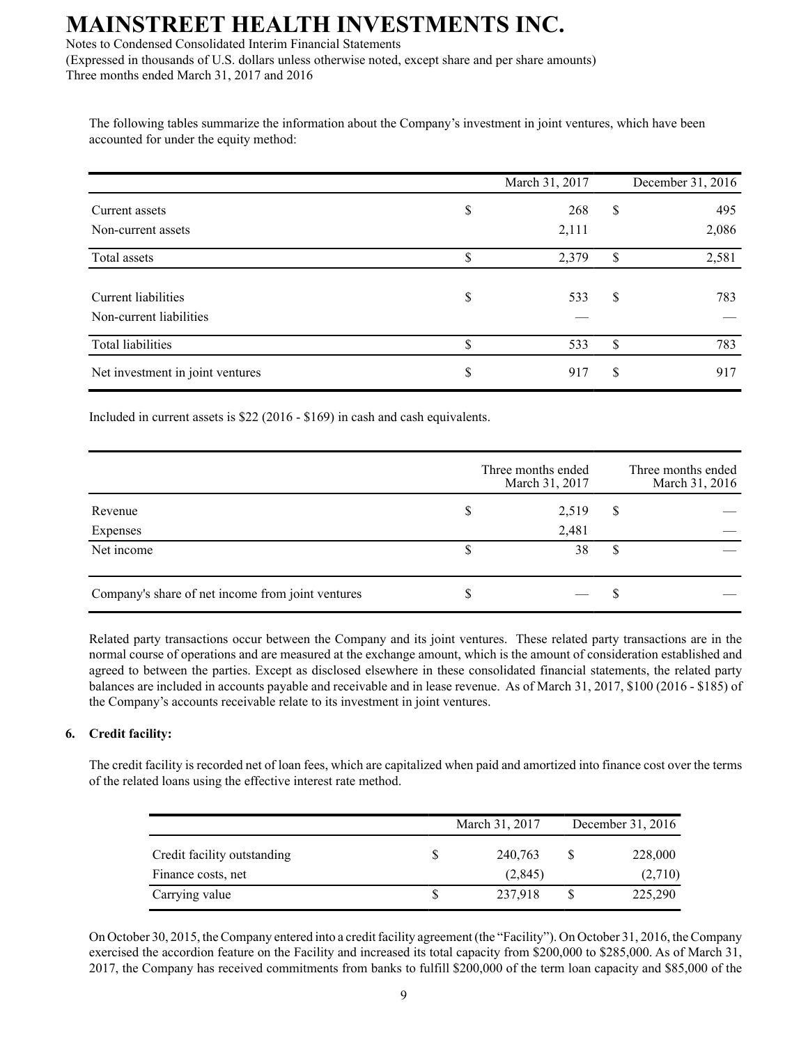The following tables summarize the information about the Company's investment in joint ventures, which have been accounted for under the equity method:

| | March 31, 2017 | December 31, 2016 |
|---|---|---|
| Current assets | $ 268 | $ 495 |
| Non-current assets | 2,111 | 2,086 |
| Total assets | $ 2,379 | $ 2,581 |
| Current liabilities | $ 533 | $ 783 |
| Non-current liabilities | — | — |
| Total liabilities | $ 533 | $ 783 |
| Net investment in joint ventures | $ 917 | $ 917 |

Included in current assets is $22 (2016 - $169) in cash and cash equivalents.

| | Three months ended March 31, 2017 | Three months ended March 31, 2016 |
|---|---|---|
| Revenue | $ 2,519 | $ — |
| Expenses | 2,481 | — |
| Net income | $ 38 | $ — |
| Company's share of net income from joint ventures | $ — | $ — |

Related party transactions occur between the Company and its joint ventures. These related party transactions are in the normal course of operations and are measured at the exchange amount, which is the amount of consideration established and agreed to between the parties. Except as disclosed elsewhere in these consolidated financial statements, the related party balances are included in accounts payable and receivable and in lease revenue. As of March 31, 2017, $100 (2016 - $185) of the Company's accounts receivable relate to its investment in joint ventures.

## 6. Credit facility:

The credit facility is recorded net of loan fees, which are capitalized when paid and amortized into finance cost over the terms of the related loans using the effective interest rate method.

| | March 31, 2017 | December 31, 2016 |
|---|---|---|
| Credit facility outstanding | $ 240,763 | $ 228,000 |
| Finance costs, net | (2,845) | (2,710) |
| Carrying value | $ 237,918 | $ 225,290 |

On October 30, 2015, the Company entered into a credit facility agreement (the "Facility"). On October 31, 2016, the Company exercised the accordion feature on the Facility and increased its total capacity from $200,000 to $285,000. As of March 31, 2017, the Company has received commitments from banks to fulfill $200,000 of the term loan capacity and $85,000 of the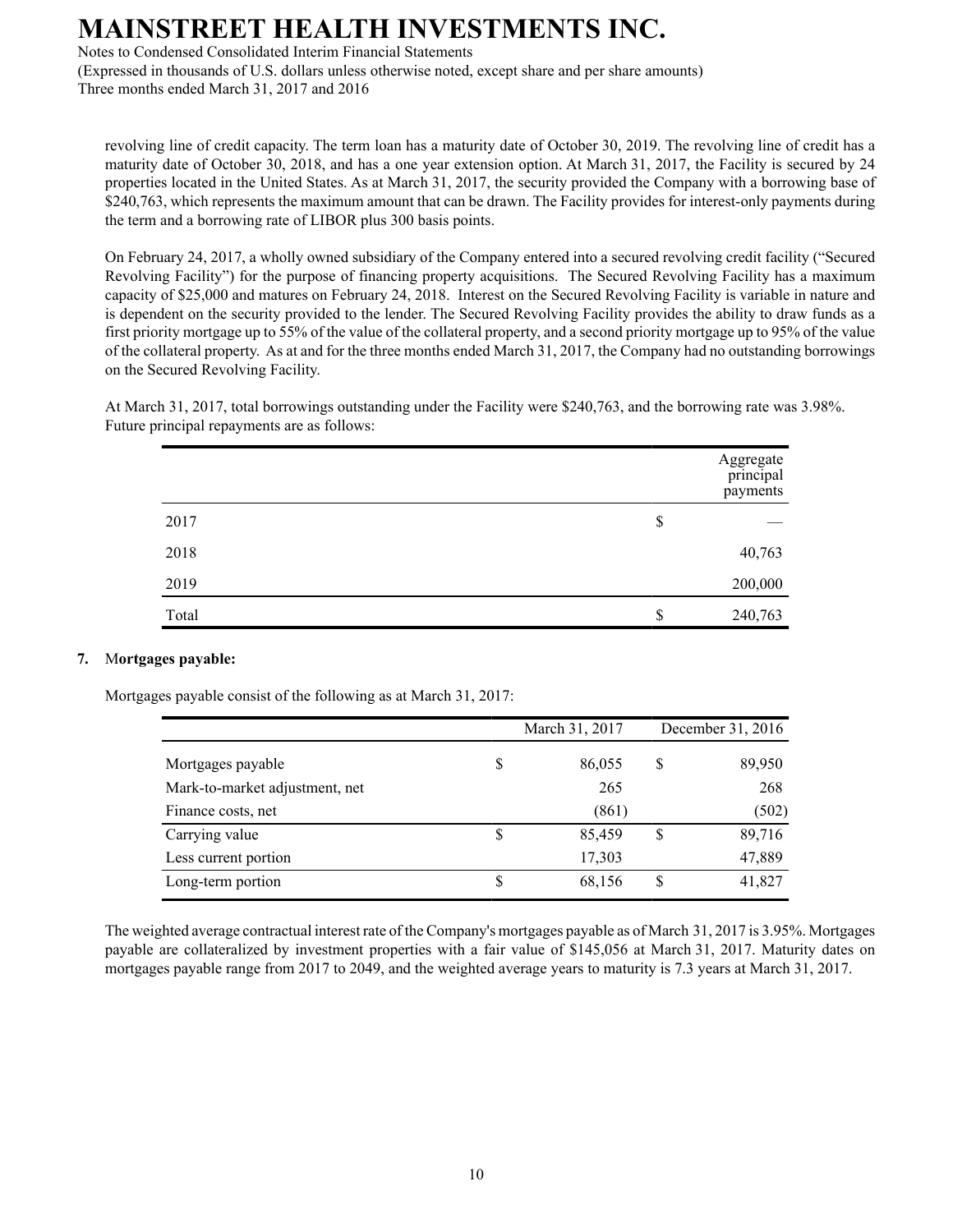revolving line of credit capacity. The term loan has a maturity date of October 30, 2019. The revolving line of credit has a maturity date of October 30, 2018, and has a one year extension option. At March 31, 2017, the Facility is secured by 24 properties located in the United States. As at March 31, 2017, the security provided the Company with a borrowing base of $240,763, which represents the maximum amount that can be drawn. The Facility provides for interest-only payments during the term and a borrowing rate of LIBOR plus 300 basis points.

On February 24, 2017, a wholly owned subsidiary of the Company entered into a secured revolving credit facility ("Secured Revolving Facility") for the purpose of financing property acquisitions. The Secured Revolving Facility has a maximum capacity of $25,000 and matures on February 24, 2018. Interest on the Secured Revolving Facility is variable in nature and is dependent on the security provided to the lender. The Secured Revolving Facility provides the ability to draw funds as a first priority mortgage up to 55% of the value of the collateral property, and a second priority mortgage up to 95% of the value of the collateral property. As at and for the three months ended March 31, 2017, the Company had no outstanding borrowings on the Secured Revolving Facility.

At March 31, 2017, total borrowings outstanding under the Facility were $240,763, and the borrowing rate was 3.98%. Future principal repayments are as follows:

| | Aggregate principal payments |
|---|---|
| 2017 | $ — |
| 2018 | 40,763 |
| 2019 | 200,000 |
| Total | $ 240,763 |

**7. Mortgages payable:**

Mortgages payable consist of the following as at March 31, 2017:

| | March 31, 2017 | December 31, 2016 |
|---|---|---|
| Mortgages payable | $ 86,055 | $ 89,950 |
| Mark-to-market adjustment, net | 265 | 268 |
| Finance costs, net | (861) | (502) |
| Carrying value | $ 85,459 | $ 89,716 |
| Less current portion | 17,303 | 47,889 |
| Long-term portion | $ 68,156 | $ 41,827 |

The weighted average contractual interest rate of the Company's mortgages payable as of March 31, 2017 is 3.95%. Mortgages payable are collateralized by investment properties with a fair value of $145,056 at March 31, 2017. Maturity dates on mortgages payable range from 2017 to 2049, and the weighted average years to maturity is 7.3 years at March 31, 2017.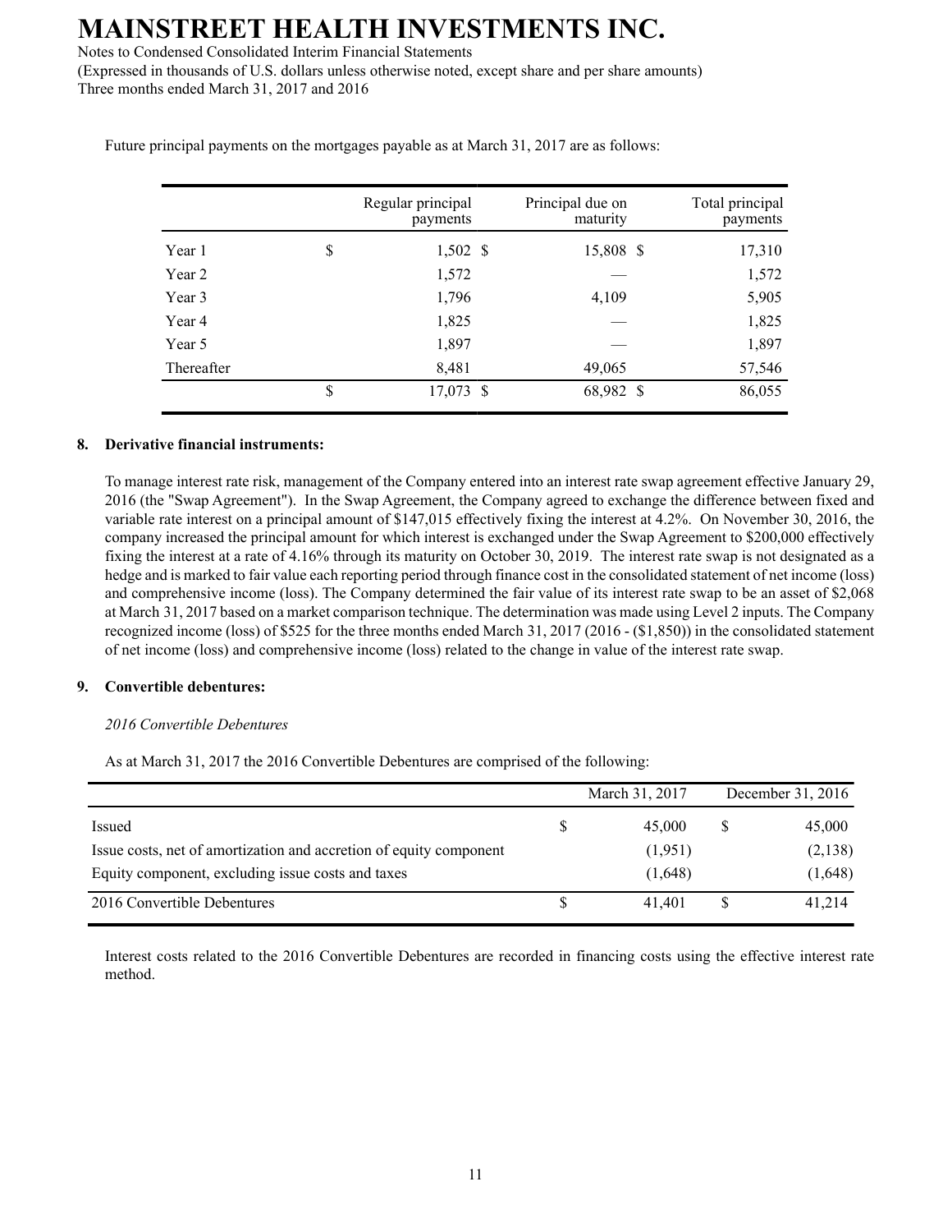Future principal payments on the mortgages payable as at March 31, 2017 are as follows:

| | Regular principal payments | Principal due on maturity | Total principal payments |
|---|---|---|---|
| Year 1 | $ 1,502 | $ 15,808 | $ 17,310 |
| Year 2 | 1,572 | — | 1,572 |
| Year 3 | 1,796 | 4,109 | 5,905 |
| Year 4 | 1,825 | — | 1,825 |
| Year 5 | 1,897 | — | 1,897 |
| Thereafter | 8,481 | 49,065 | 57,546 |
| | $ 17,073 | $ 68,982 | $ 86,055 |

## 8. Derivative financial instruments:

To manage interest rate risk, management of the Company entered into an interest rate swap agreement effective January 29, 2016 (the "Swap Agreement"). In the Swap Agreement, the Company agreed to exchange the difference between fixed and variable rate interest on a principal amount of $147,015 effectively fixing the interest at 4.2%. On November 30, 2016, the company increased the principal amount for which interest is exchanged under the Swap Agreement to $200,000 effectively fixing the interest at a rate of 4.16% through its maturity on October 30, 2019. The interest rate swap is not designated as a hedge and is marked to fair value each reporting period through finance cost in the consolidated statement of net income (loss) and comprehensive income (loss). The Company determined the fair value of its interest rate swap to be an asset of $2,068 at March 31, 2017 based on a market comparison technique. The determination was made using Level 2 inputs. The Company recognized income (loss) of $525 for the three months ended March 31, 2017 (2016 - ($1,850)) in the consolidated statement of net income (loss) and comprehensive income (loss) related to the change in value of the interest rate swap.

## 9. Convertible debentures:

*2016 Convertible Debentures*

As at March 31, 2017 the 2016 Convertible Debentures are comprised of the following:

| | March 31, 2017 | December 31, 2016 |
|---|---|---|
| Issued | $ 45,000 | $ 45,000 |
| Issue costs, net of amortization and accretion of equity component | (1,951) | (2,138) |
| Equity component, excluding issue costs and taxes | (1,648) | (1,648) |
| 2016 Convertible Debentures | $ 41,401 | $ 41,214 |

Interest costs related to the 2016 Convertible Debentures are recorded in financing costs using the effective interest rate method.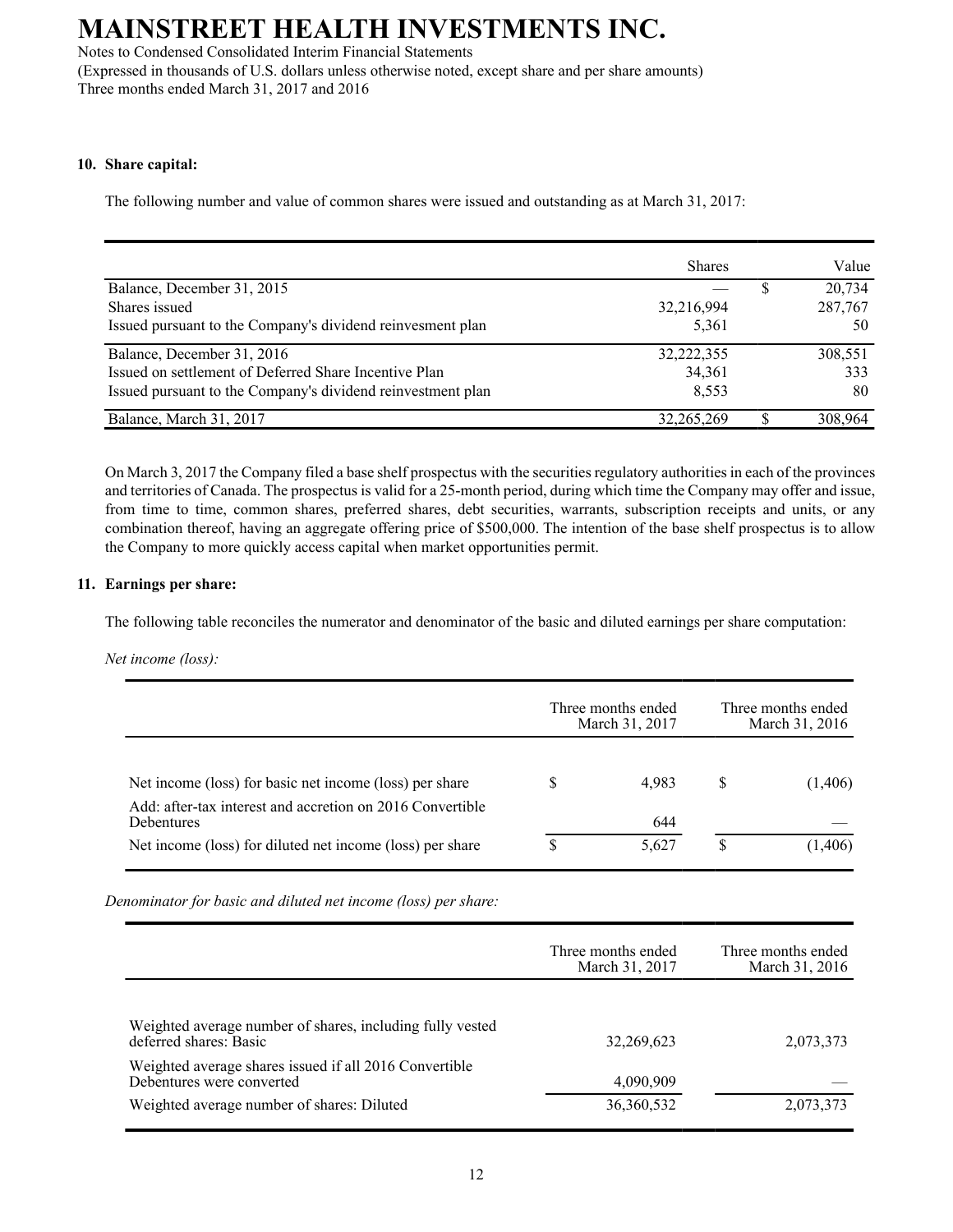## 10. Share capital:

The following number and value of common shares were issued and outstanding as at March 31, 2017:

| | Shares | Value |
|---|---|---|
| Balance, December 31, 2015 | — | $ 20,734 |
| Shares issued | 32,216,994 | 287,767 |
| Issued pursuant to the Company's dividend reinvesment plan | 5,361 | 50 |
| Balance, December 31, 2016 | 32,222,355 | 308,551 |
| Issued on settlement of Deferred Share Incentive Plan | 34,361 | 333 |
| Issued pursuant to the Company's dividend reinvestment plan | 8,553 | 80 |
| Balance, March 31, 2017 | 32,265,269 | $ 308,964 |

On March 3, 2017 the Company filed a base shelf prospectus with the securities regulatory authorities in each of the provinces and territories of Canada. The prospectus is valid for a 25-month period, during which time the Company may offer and issue, from time to time, common shares, preferred shares, debt securities, warrants, subscription receipts and units, or any combination thereof, having an aggregate offering price of $500,000. The intention of the base shelf prospectus is to allow the Company to more quickly access capital when market opportunities permit.

## 11. Earnings per share:

The following table reconciles the numerator and denominator of the basic and diluted earnings per share computation:

*Net income (loss):*

| | Three months ended March 31, 2017 | Three months ended March 31, 2016 |
|---|---|---|
| Net income (loss) for basic net income (loss) per share | $ 4,983 | $ (1,406) |
| Add: after-tax interest and accretion on 2016 Convertible Debentures | 644 | — |
| Net income (loss) for diluted net income (loss) per share | $ 5,627 | $ (1,406) |

*Denominator for basic and diluted net income (loss) per share:*

| | Three months ended March 31, 2017 | Three months ended March 31, 2016 |
|---|---|---|
| Weighted average number of shares, including fully vested deferred shares: Basic | 32,269,623 | 2,073,373 |
| Weighted average shares issued if all 2016 Convertible Debentures were converted | 4,090,909 | — |
| Weighted average number of shares: Diluted | 36,360,532 | 2,073,373 |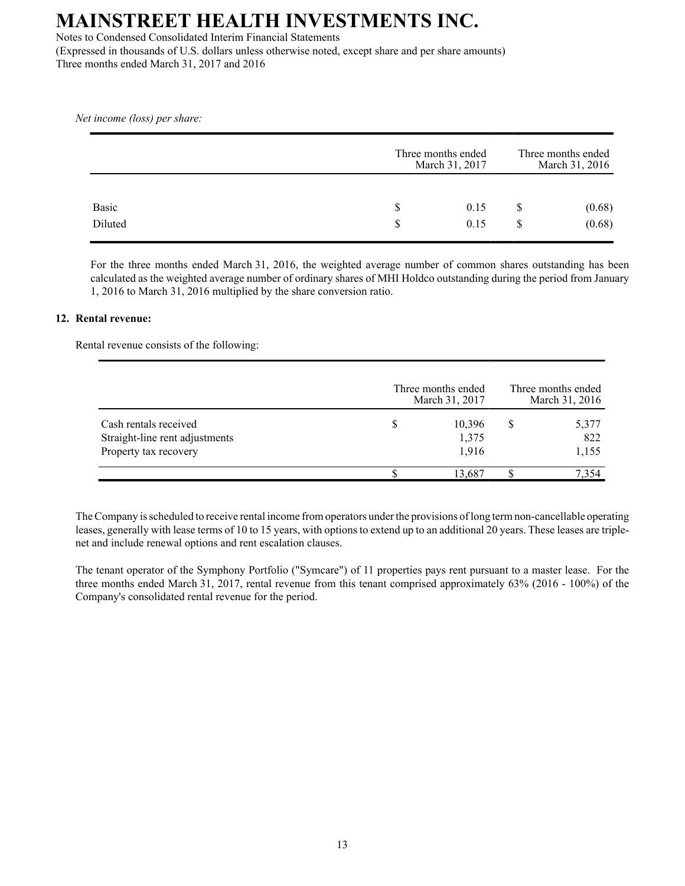*Net income (loss) per share:*

| | Three months ended March 31, 2017 | Three months ended March 31, 2016 |
|---|---|---|
| Basic | $ 0.15 | $ (0.68) |
| Diluted | $ 0.15 | $ (0.68) |

For the three months ended March 31, 2016, the weighted average number of common shares outstanding has been calculated as the weighted average number of ordinary shares of MHI Holdco outstanding during the period from January 1, 2016 to March 31, 2016 multiplied by the share conversion ratio.

## 12. Rental revenue:

Rental revenue consists of the following:

| | Three months ended March 31, 2017 | Three months ended March 31, 2016 |
|---|---|---|
| Cash rentals received | $ 10,396 | $ 5,377 |
| Straight-line rent adjustments | 1,375 | 822 |
| Property tax recovery | 1,916 | 1,155 |
| | $ 13,687 | $ 7,354 |

The Company is scheduled to receive rental income from operators under the provisions of long term non-cancellable operating leases, generally with lease terms of 10 to 15 years, with options to extend up to an additional 20 years. These leases are triple-net and include renewal options and rent escalation clauses.

The tenant operator of the Symphony Portfolio ("Symcare") of 11 properties pays rent pursuant to a master lease. For the three months ended March 31, 2017, rental revenue from this tenant comprised approximately 63% (2016 - 100%) of the Company's consolidated rental revenue for the period.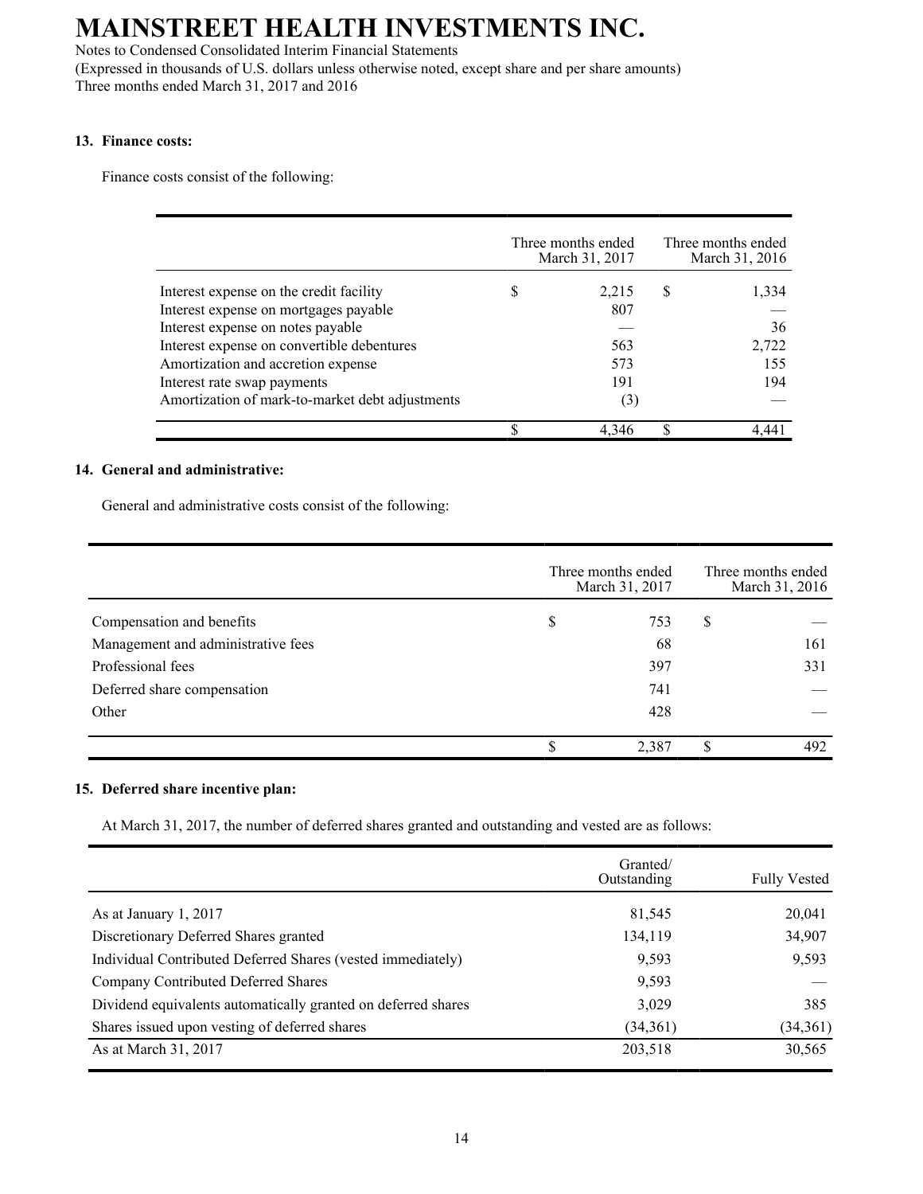# MAINSTREET HEALTH INVESTMENTS INC.

Notes to Condensed Consolidated Interim Financial Statements
(Expressed in thousands of U.S. dollars unless otherwise noted, except share and per share amounts)
Three months ended March 31, 2017 and 2016

### 13. Finance costs:

Finance costs consist of the following:

| | Three months ended March 31, 2017 | Three months ended March 31, 2016 |
|---|---|---|
| Interest expense on the credit facility | $ 2,215 | $ 1,334 |
| Interest expense on mortgages payable | 807 | — |
| Interest expense on notes payable | — | 36 |
| Interest expense on convertible debentures | 563 | 2,722 |
| Amortization and accretion expense | 573 | 155 |
| Interest rate swap payments | 191 | 194 |
| Amortization of mark-to-market debt adjustments | (3) | — |
| | $ 4,346 | $ 4,441 |

### 14. General and administrative:

General and administrative costs consist of the following:

| | Three months ended March 31, 2017 | Three months ended March 31, 2016 |
|---|---|---|
| Compensation and benefits | $ 753 | $ — |
| Management and administrative fees | 68 | 161 |
| Professional fees | 397 | 331 |
| Deferred share compensation | 741 | — |
| Other | 428 | — |
| | $ 2,387 | $ 492 |

### 15. Deferred share incentive plan:

At March 31, 2017, the number of deferred shares granted and outstanding and vested are as follows:

| | Granted/ Outstanding | Fully Vested |
|---|---|---|
| As at January 1, 2017 | 81,545 | 20,041 |
| Discretionary Deferred Shares granted | 134,119 | 34,907 |
| Individual Contributed Deferred Shares (vested immediately) | 9,593 | 9,593 |
| Company Contributed Deferred Shares | 9,593 | — |
| Dividend equivalents automatically granted on deferred shares | 3,029 | 385 |
| Shares issued upon vesting of deferred shares | (34,361) | (34,361) |
| As at March 31, 2017 | 203,518 | 30,565 |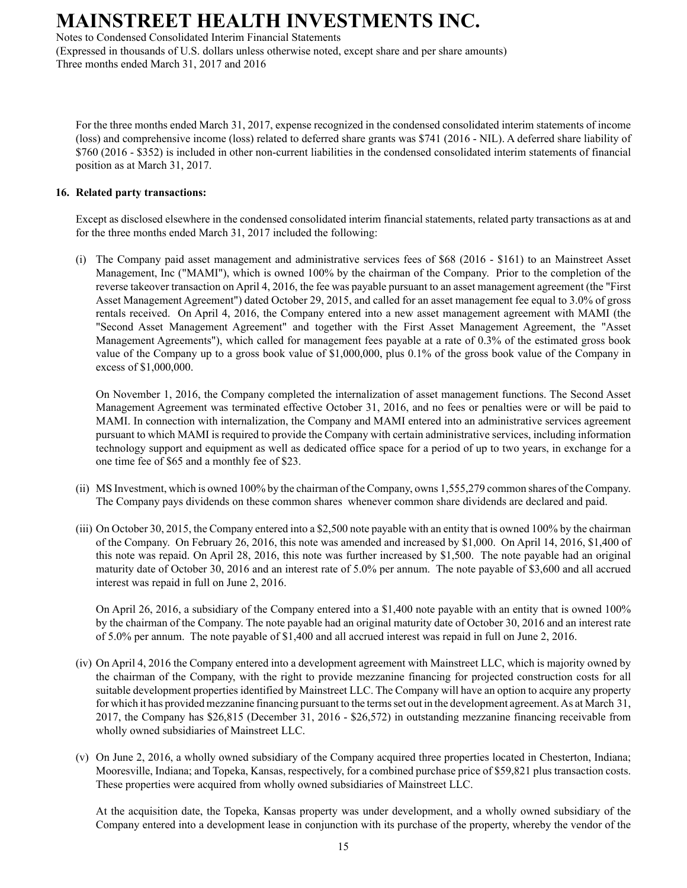For the three months ended March 31, 2017, expense recognized in the condensed consolidated interim statements of income (loss) and comprehensive income (loss) related to deferred share grants was $741 (2016 - NIL). A deferred share liability of $760 (2016 - $352) is included in other non-current liabilities in the condensed consolidated interim statements of financial position as at March 31, 2017.

## 16. Related party transactions:

Except as disclosed elsewhere in the condensed consolidated interim financial statements, related party transactions as at and for the three months ended March 31, 2017 included the following:

(i) The Company paid asset management and administrative services fees of $68 (2016 - $161) to an Mainstreet Asset Management, Inc ("MAMI"), which is owned 100% by the chairman of the Company. Prior to the completion of the reverse takeover transaction on April 4, 2016, the fee was payable pursuant to an asset management agreement (the "First Asset Management Agreement") dated October 29, 2015, and called for an asset management fee equal to 3.0% of gross rentals received. On April 4, 2016, the Company entered into a new asset management agreement with MAMI (the "Second Asset Management Agreement" and together with the First Asset Management Agreement, the "Asset Management Agreements"), which called for management fees payable at a rate of 0.3% of the estimated gross book value of the Company up to a gross book value of $1,000,000, plus 0.1% of the gross book value of the Company in excess of $1,000,000.

On November 1, 2016, the Company completed the internalization of asset management functions. The Second Asset Management Agreement was terminated effective October 31, 2016, and no fees or penalties were or will be paid to MAMI. In connection with internalization, the Company and MAMI entered into an administrative services agreement pursuant to which MAMI is required to provide the Company with certain administrative services, including information technology support and equipment as well as dedicated office space for a period of up to two years, in exchange for a one time fee of $65 and a monthly fee of $23.

(ii) MS Investment, which is owned 100% by the chairman of the Company, owns 1,555,279 common shares of the Company. The Company pays dividends on these common shares whenever common share dividends are declared and paid.

(iii) On October 30, 2015, the Company entered into a $2,500 note payable with an entity that is owned 100% by the chairman of the Company. On February 26, 2016, this note was amended and increased by $1,000. On April 14, 2016, $1,400 of this note was repaid. On April 28, 2016, this note was further increased by $1,500. The note payable had an original maturity date of October 30, 2016 and an interest rate of 5.0% per annum. The note payable of $3,600 and all accrued interest was repaid in full on June 2, 2016.

On April 26, 2016, a subsidiary of the Company entered into a $1,400 note payable with an entity that is owned 100% by the chairman of the Company. The note payable had an original maturity date of October 30, 2016 and an interest rate of 5.0% per annum. The note payable of $1,400 and all accrued interest was repaid in full on June 2, 2016.

(iv) On April 4, 2016 the Company entered into a development agreement with Mainstreet LLC, which is majority owned by the chairman of the Company, with the right to provide mezzanine financing for projected construction costs for all suitable development properties identified by Mainstreet LLC. The Company will have an option to acquire any property for which it has provided mezzanine financing pursuant to the terms set out in the development agreement. As at March 31, 2017, the Company has $26,815 (December 31, 2016 - $26,572) in outstanding mezzanine financing receivable from wholly owned subsidiaries of Mainstreet LLC.

(v) On June 2, 2016, a wholly owned subsidiary of the Company acquired three properties located in Chesterton, Indiana; Mooresville, Indiana; and Topeka, Kansas, respectively, for a combined purchase price of $59,821 plus transaction costs. These properties were acquired from wholly owned subsidiaries of Mainstreet LLC.

At the acquisition date, the Topeka, Kansas property was under development, and a wholly owned subsidiary of the Company entered into a development lease in conjunction with its purchase of the property, whereby the vendor of the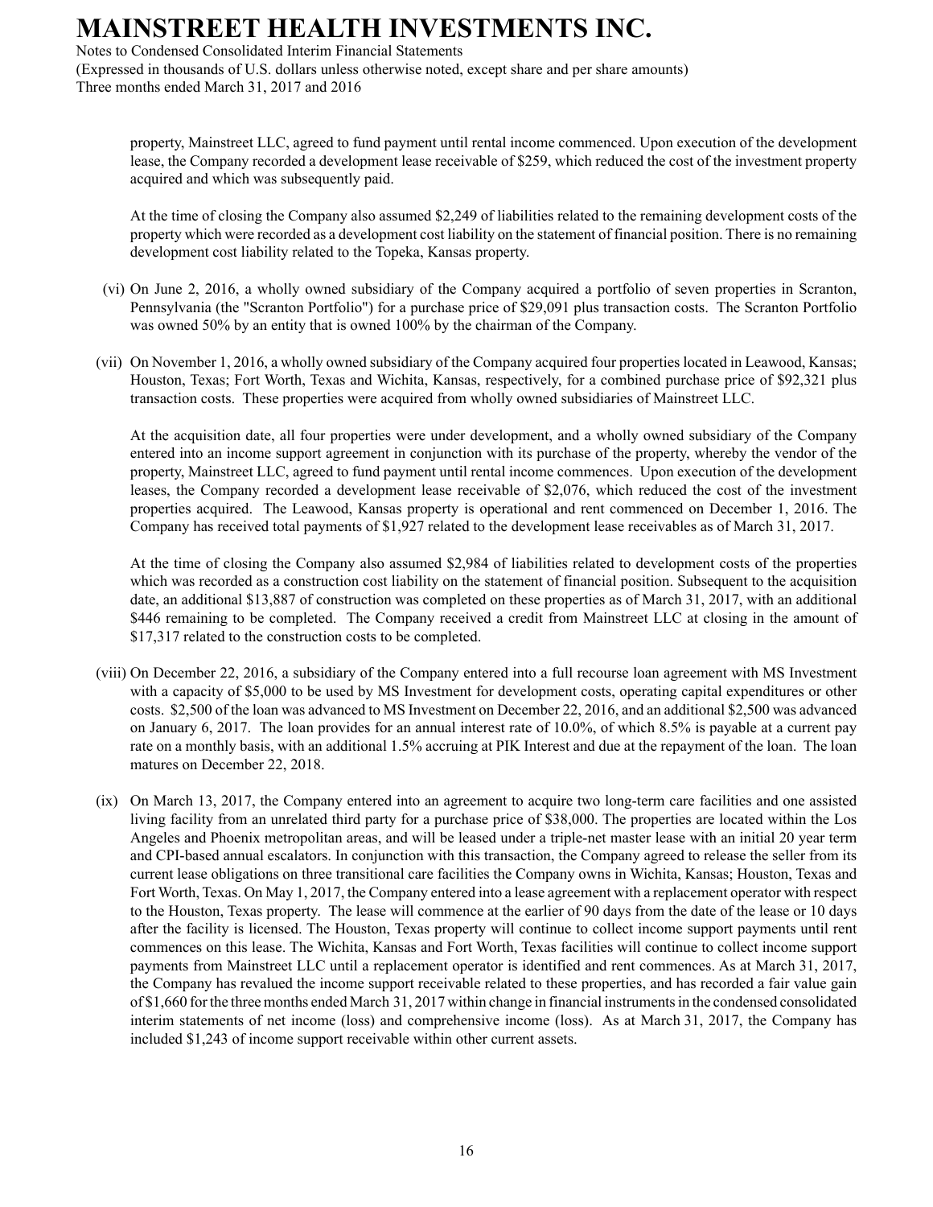property, Mainstreet LLC, agreed to fund payment until rental income commenced. Upon execution of the development lease, the Company recorded a development lease receivable of $259, which reduced the cost of the investment property acquired and which was subsequently paid.

At the time of closing the Company also assumed $2,249 of liabilities related to the remaining development costs of the property which were recorded as a development cost liability on the statement of financial position. There is no remaining development cost liability related to the Topeka, Kansas property.

(vi) On June 2, 2016, a wholly owned subsidiary of the Company acquired a portfolio of seven properties in Scranton, Pennsylvania (the "Scranton Portfolio") for a purchase price of $29,091 plus transaction costs. The Scranton Portfolio was owned 50% by an entity that is owned 100% by the chairman of the Company.

(vii) On November 1, 2016, a wholly owned subsidiary of the Company acquired four properties located in Leawood, Kansas; Houston, Texas; Fort Worth, Texas and Wichita, Kansas, respectively, for a combined purchase price of $92,321 plus transaction costs. These properties were acquired from wholly owned subsidiaries of Mainstreet LLC.

At the acquisition date, all four properties were under development, and a wholly owned subsidiary of the Company entered into an income support agreement in conjunction with its purchase of the property, whereby the vendor of the property, Mainstreet LLC, agreed to fund payment until rental income commences. Upon execution of the development leases, the Company recorded a development lease receivable of $2,076, which reduced the cost of the investment properties acquired. The Leawood, Kansas property is operational and rent commenced on December 1, 2016. The Company has received total payments of $1,927 related to the development lease receivables as of March 31, 2017.

At the time of closing the Company also assumed $2,984 of liabilities related to development costs of the properties which was recorded as a construction cost liability on the statement of financial position. Subsequent to the acquisition date, an additional $13,887 of construction was completed on these properties as of March 31, 2017, with an additional $446 remaining to be completed. The Company received a credit from Mainstreet LLC at closing in the amount of $17,317 related to the construction costs to be completed.

(viii) On December 22, 2016, a subsidiary of the Company entered into a full recourse loan agreement with MS Investment with a capacity of $5,000 to be used by MS Investment for development costs, operating capital expenditures or other costs. $2,500 of the loan was advanced to MS Investment on December 22, 2016, and an additional $2,500 was advanced on January 6, 2017. The loan provides for an annual interest rate of 10.0%, of which 8.5% is payable at a current pay rate on a monthly basis, with an additional 1.5% accruing at PIK Interest and due at the repayment of the loan. The loan matures on December 22, 2018.

(ix) On March 13, 2017, the Company entered into an agreement to acquire two long-term care facilities and one assisted living facility from an unrelated third party for a purchase price of $38,000. The properties are located within the Los Angeles and Phoenix metropolitan areas, and will be leased under a triple-net master lease with an initial 20 year term and CPI-based annual escalators. In conjunction with this transaction, the Company agreed to release the seller from its current lease obligations on three transitional care facilities the Company owns in Wichita, Kansas; Houston, Texas and Fort Worth, Texas. On May 1, 2017, the Company entered into a lease agreement with a replacement operator with respect to the Houston, Texas property. The lease will commence at the earlier of 90 days from the date of the lease or 10 days after the facility is licensed. The Houston, Texas property will continue to collect income support payments until rent commences on this lease. The Wichita, Kansas and Fort Worth, Texas facilities will continue to collect income support payments from Mainstreet LLC until a replacement operator is identified and rent commences. As at March 31, 2017, the Company has revalued the income support receivable related to these properties, and has recorded a fair value gain of $1,660 for the three months ended March 31, 2017 within change in financial instruments in the condensed consolidated interim statements of net income (loss) and comprehensive income (loss). As at March 31, 2017, the Company has included $1,243 of income support receivable within other current assets.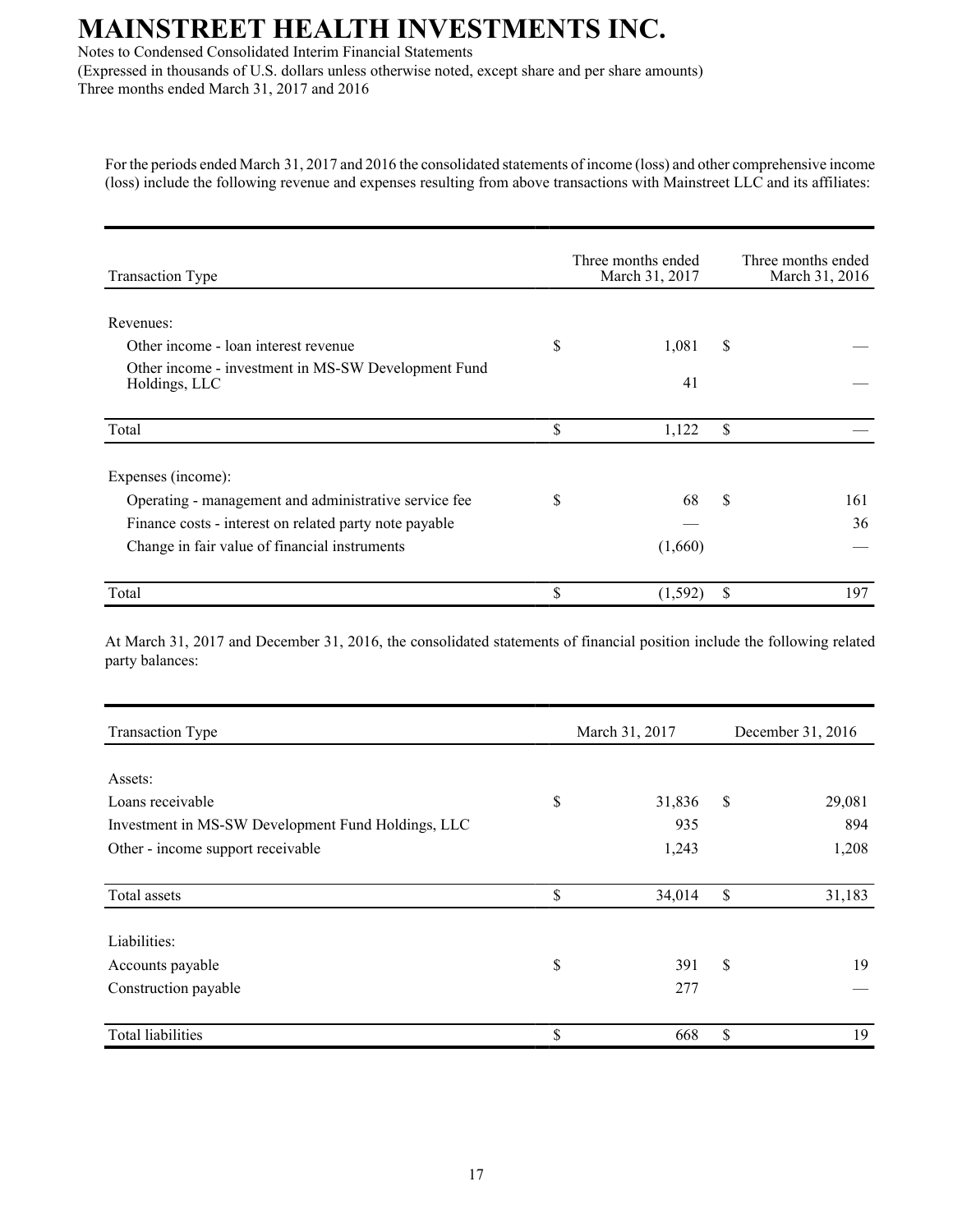For the periods ended March 31, 2017 and 2016 the consolidated statements of income (loss) and other comprehensive income (loss) include the following revenue and expenses resulting from above transactions with Mainstreet LLC and its affiliates:

| Transaction Type | Three months ended March 31, 2017 | Three months ended March 31, 2016 |
|---|---|---|
| Revenues: | | |
| Other income - loan interest revenue | $ 1,081 | $ — |
| Other income - investment in MS-SW Development Fund Holdings, LLC | 41 | — |
| Total | $ 1,122 | $ — |
| Expenses (income): | | |
| Operating - management and administrative service fee | $ 68 | $ 161 |
| Finance costs - interest on related party note payable | — | 36 |
| Change in fair value of financial instruments | (1,660) | — |
| Total | $ (1,592) | $ 197 |

At March 31, 2017 and December 31, 2016, the consolidated statements of financial position include the following related party balances:

| Transaction Type | March 31, 2017 | December 31, 2016 |
|---|---|---|
| Assets: | | |
| Loans receivable | $ 31,836 | $ 29,081 |
| Investment in MS-SW Development Fund Holdings, LLC | 935 | 894 |
| Other - income support receivable | 1,243 | 1,208 |
| Total assets | $ 34,014 | $ 31,183 |
| Liabilities: | | |
| Accounts payable | $ 391 | $ 19 |
| Construction payable | 277 | — |
| Total liabilities | $ 668 | $ 19 |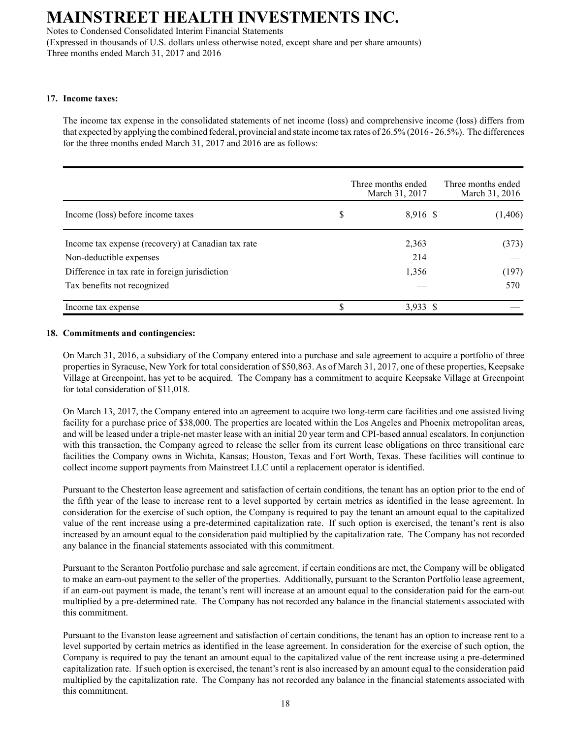# MAINSTREET HEALTH INVESTMENTS INC.

Notes to Condensed Consolidated Interim Financial Statements
(Expressed in thousands of U.S. dollars unless otherwise noted, except share and per share amounts)
Three months ended March 31, 2017 and 2016

## 17. Income taxes:

The income tax expense in the consolidated statements of net income (loss) and comprehensive income (loss) differs from that expected by applying the combined federal, provincial and state income tax rates of 26.5% (2016 - 26.5%). The differences for the three months ended March 31, 2017 and 2016 are as follows:

| | Three months ended March 31, 2017 | Three months ended March 31, 2016 |
|---|---|---|
| Income (loss) before income taxes | $ 8,916 | $ (1,406) |
| Income tax expense (recovery) at Canadian tax rate | 2,363 | (373) |
| Non-deductible expenses | 214 | — |
| Difference in tax rate in foreign jurisdiction | 1,356 | (197) |
| Tax benefits not recognized | — | 570 |
| Income tax expense | $ 3,933 | $ — |

## 18. Commitments and contingencies:

On March 31, 2016, a subsidiary of the Company entered into a purchase and sale agreement to acquire a portfolio of three properties in Syracuse, New York for total consideration of $50,863. As of March 31, 2017, one of these properties, Keepsake Village at Greenpoint, has yet to be acquired. The Company has a commitment to acquire Keepsake Village at Greenpoint for total consideration of $11,018.

On March 13, 2017, the Company entered into an agreement to acquire two long-term care facilities and one assisted living facility for a purchase price of $38,000. The properties are located within the Los Angeles and Phoenix metropolitan areas, and will be leased under a triple-net master lease with an initial 20 year term and CPI-based annual escalators. In conjunction with this transaction, the Company agreed to release the seller from its current lease obligations on three transitional care facilities the Company owns in Wichita, Kansas; Houston, Texas and Fort Worth, Texas. These facilities will continue to collect income support payments from Mainstreet LLC until a replacement operator is identified.

Pursuant to the Chesterton lease agreement and satisfaction of certain conditions, the tenant has an option prior to the end of the fifth year of the lease to increase rent to a level supported by certain metrics as identified in the lease agreement. In consideration for the exercise of such option, the Company is required to pay the tenant an amount equal to the capitalized value of the rent increase using a pre-determined capitalization rate. If such option is exercised, the tenant's rent is also increased by an amount equal to the consideration paid multiplied by the capitalization rate. The Company has not recorded any balance in the financial statements associated with this commitment.

Pursuant to the Scranton Portfolio purchase and sale agreement, if certain conditions are met, the Company will be obligated to make an earn-out payment to the seller of the properties. Additionally, pursuant to the Scranton Portfolio lease agreement, if an earn-out payment is made, the tenant's rent will increase at an amount equal to the consideration paid for the earn-out multiplied by a pre-determined rate. The Company has not recorded any balance in the financial statements associated with this commitment.

Pursuant to the Evanston lease agreement and satisfaction of certain conditions, the tenant has an option to increase rent to a level supported by certain metrics as identified in the lease agreement. In consideration for the exercise of such option, the Company is required to pay the tenant an amount equal to the capitalized value of the rent increase using a pre-determined capitalization rate. If such option is exercised, the tenant's rent is also increased by an amount equal to the consideration paid multiplied by the capitalization rate. The Company has not recorded any balance in the financial statements associated with this commitment.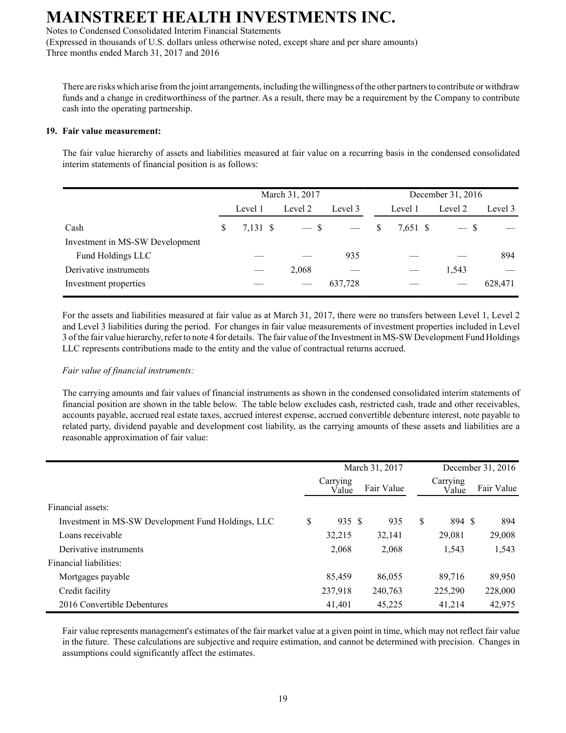There are risks which arise from the joint arrangements, including the willingness of the other partners to contribute or withdraw funds and a change in creditworthiness of the partner. As a result, there may be a requirement by the Company to contribute cash into the operating partnership.

## 19. Fair value measurement:

The fair value hierarchy of assets and liabilities measured at fair value on a recurring basis in the condensed consolidated interim statements of financial position is as follows:

| | March 31, 2017 | | | December 31, 2016 | | |
|---|---|---|---|---|---|---|
| | Level 1 | Level 2 | Level 3 | Level 1 | Level 2 | Level 3 |
| Cash | $ 7,131 | $ — | $ — | $ 7,651 | $ — | $ — |
| Investment in MS-SW Development Fund Holdings LLC | — | — | 935 | — | — | 894 |
| Derivative instruments | — | 2,068 | — | — | 1,543 | — |
| Investment properties | — | — | 637,728 | — | — | 628,471 |

For the assets and liabilities measured at fair value as at March 31, 2017, there were no transfers between Level 1, Level 2 and Level 3 liabilities during the period. For changes in fair value measurements of investment properties included in Level 3 of the fair value hierarchy, refer to note 4 for details. The fair value of the Investment in MS-SW Development Fund Holdings LLC represents contributions made to the entity and the value of contractual returns accrued.

*Fair value of financial instruments:*

The carrying amounts and fair values of financial instruments as shown in the condensed consolidated interim statements of financial position are shown in the table below. The table below excludes cash, restricted cash, trade and other receivables, accounts payable, accrued real estate taxes, accrued interest expense, accrued convertible debenture interest, note payable to related party, dividend payable and development cost liability, as the carrying amounts of these assets and liabilities are a reasonable approximation of fair value:

| | March 31, 2017 | | December 31, 2016 | |
|---|---|---|---|---|
| | Carrying Value | Fair Value | Carrying Value | Fair Value |
| Financial assets: | | | | |
| Investment in MS-SW Development Fund Holdings, LLC | $ 935 | $ 935 | $ 894 | $ 894 |
| Loans receivable | 32,215 | 32,141 | 29,081 | 29,008 |
| Derivative instruments | 2,068 | 2,068 | 1,543 | 1,543 |
| Financial liabilities: | | | | |
| Mortgages payable | 85,459 | 86,055 | 89,716 | 89,950 |
| Credit facility | 237,918 | 240,763 | 225,290 | 228,000 |
| 2016 Convertible Debentures | 41,401 | 45,225 | 41,214 | 42,975 |

Fair value represents management's estimates of the fair market value at a given point in time, which may not reflect fair value in the future. These calculations are subjective and require estimation, and cannot be determined with precision. Changes in assumptions could significantly affect the estimates.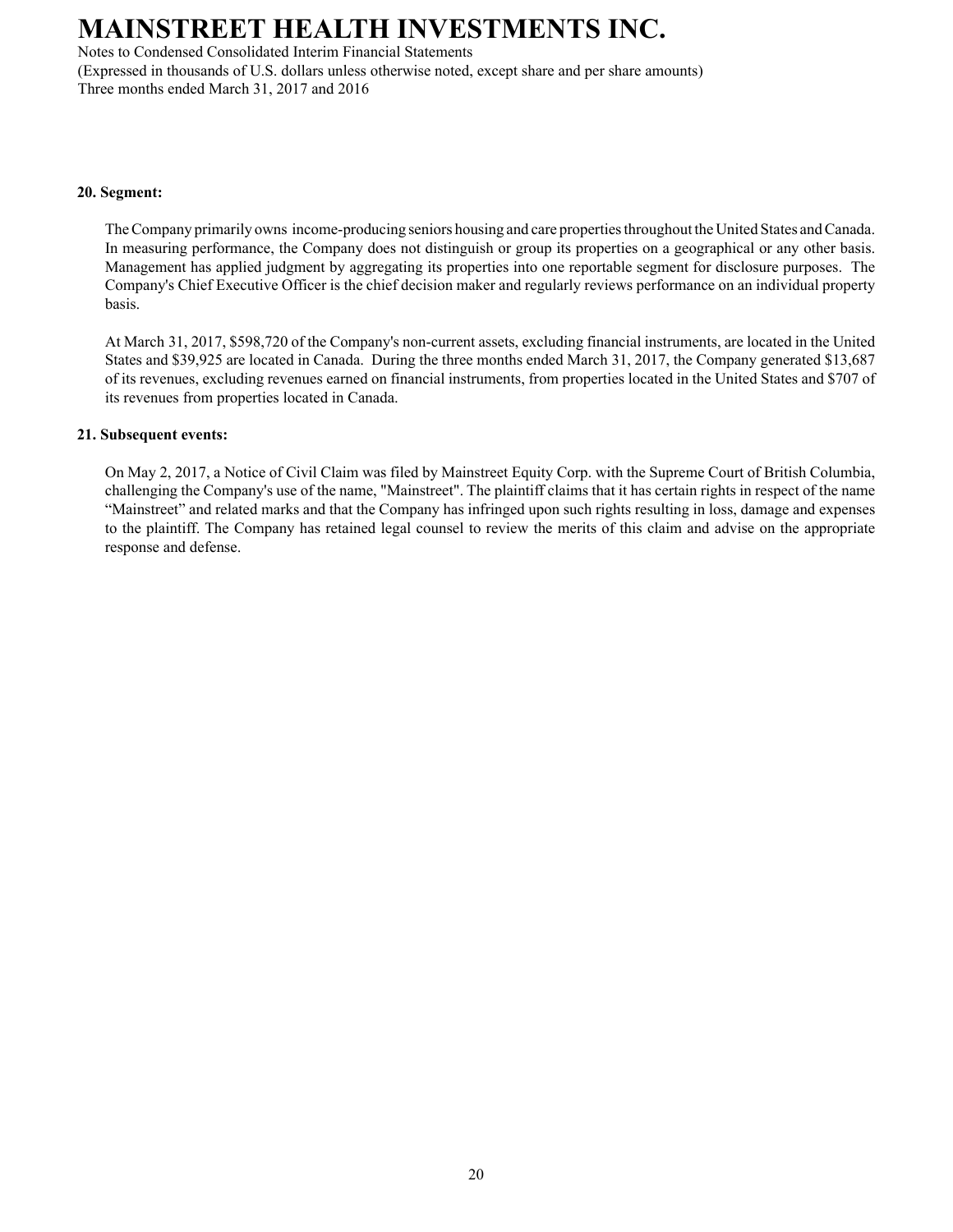**20. Segment:**

The Company primarily owns income-producing seniors housing and care properties throughout the United States and Canada. In measuring performance, the Company does not distinguish or group its properties on a geographical or any other basis. Management has applied judgment by aggregating its properties into one reportable segment for disclosure purposes. The Company's Chief Executive Officer is the chief decision maker and regularly reviews performance on an individual property basis.

At March 31, 2017, $598,720 of the Company's non-current assets, excluding financial instruments, are located in the United States and $39,925 are located in Canada. During the three months ended March 31, 2017, the Company generated $13,687 of its revenues, excluding revenues earned on financial instruments, from properties located in the United States and $707 of its revenues from properties located in Canada.

**21. Subsequent events:**

On May 2, 2017, a Notice of Civil Claim was filed by Mainstreet Equity Corp. with the Supreme Court of British Columbia, challenging the Company's use of the name, "Mainstreet". The plaintiff claims that it has certain rights in respect of the name "Mainstreet" and related marks and that the Company has infringed upon such rights resulting in loss, damage and expenses to the plaintiff. The Company has retained legal counsel to review the merits of this claim and advise on the appropriate response and defense.